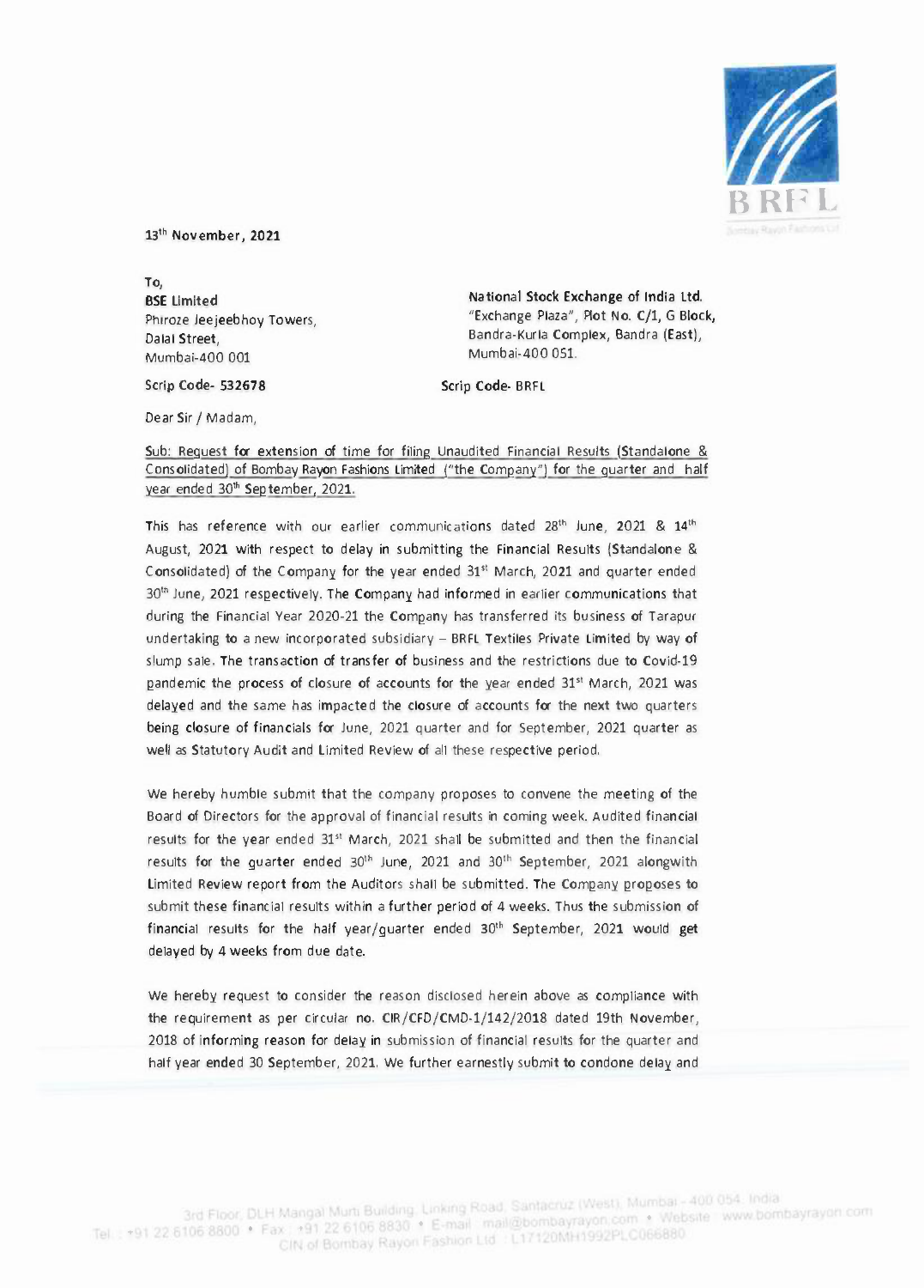13th November, 2021

To,
**BSE Limited**
Phiroze Jeejeebhoy Towers,
Dalal Street,
Mumbai-400 001

**Scrip Code- 532678**

**National Stock Exchange of India Ltd.**
"Exchange Plaza", Plot No. C/1, G Block,
Bandra-Kurla Complex, Bandra (East),
Mumbai-400 051.

**Scrip Code- BRFL**

Dear Sir / Madam,

Sub: Request for extension of time for filing Unaudited Financial Results (Standalone & Consolidated) of Bombay Rayon Fashions Limited ("the Company") for the quarter and half year ended 30th September, 2021.

This has reference with our earlier communications dated 28th June, 2021 & 14th August, 2021 with respect to delay in submitting the Financial Results (Standalone & Consolidated) of the Company for the year ended 31st March, 2021 and quarter ended 30th June, 2021 respectively. The Company had informed in earlier communications that during the Financial Year 2020-21 the Company has transferred its business of Tarapur undertaking to a new incorporated subsidiary – BRFL Textiles Private Limited by way of slump sale. The transaction of transfer of business and the restrictions due to Covid-19 pandemic the process of closure of accounts for the year ended 31st March, 2021 was delayed and the same has impacted the closure of accounts for the next two quarters being closure of financials for June, 2021 quarter and for September, 2021 quarter as well as Statutory Audit and Limited Review of all these respective period.

We hereby humble submit that the company proposes to convene the meeting of the Board of Directors for the approval of financial results in coming week. Audited financial results for the year ended 31st March, 2021 shall be submitted and then the financial results for the quarter ended 30th June, 2021 and 30th September, 2021 alongwith Limited Review report from the Auditors shall be submitted. The Company proposes to submit these financial results within a further period of 4 weeks. Thus the submission of financial results for the half year/quarter ended 30th September, 2021 would get delayed by 4 weeks from due date.

We hereby request to consider the reason disclosed herein above as compliance with the requirement as per circular no. CIR/CFD/CMD-1/142/2018 dated 19th November, 2018 of informing reason for delay in submission of financial results for the quarter and half year ended 30 September, 2021. We further earnestly submit to condone delay and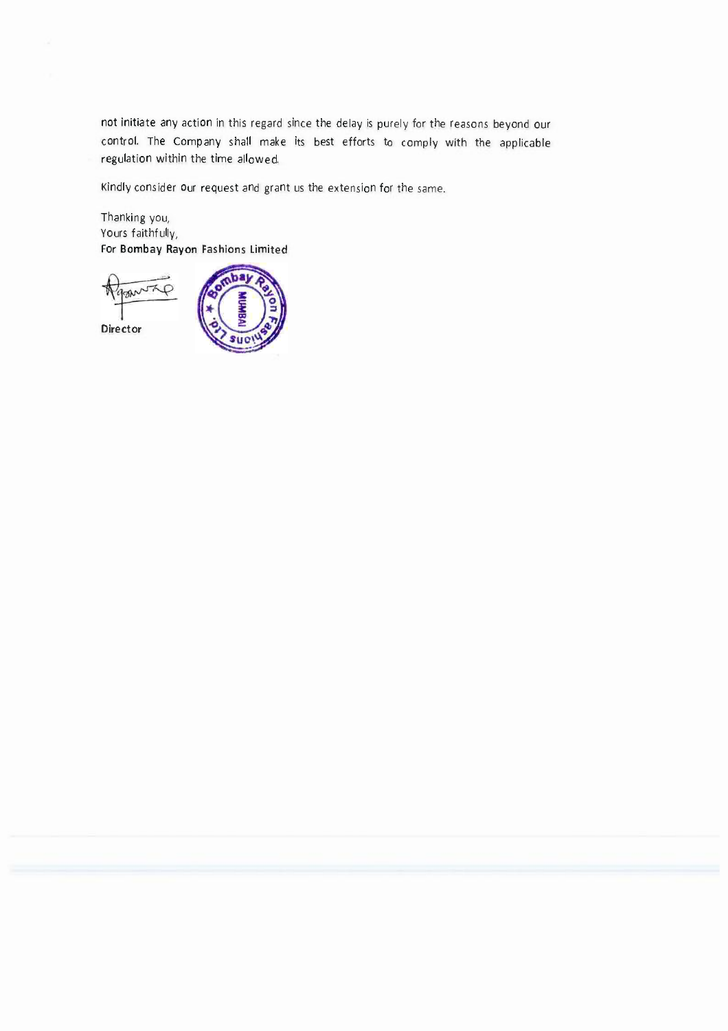not initiate any action in this regard since the delay is purely for the reasons beyond our control. The Company shall make its best efforts to comply with the applicable regulation within the time allowed.

Kindly consider our request and grant us the extension for the same.

Thanking you,
Yours faithfully,
**For Bombay Rayon Fashions Limited**

**Director**